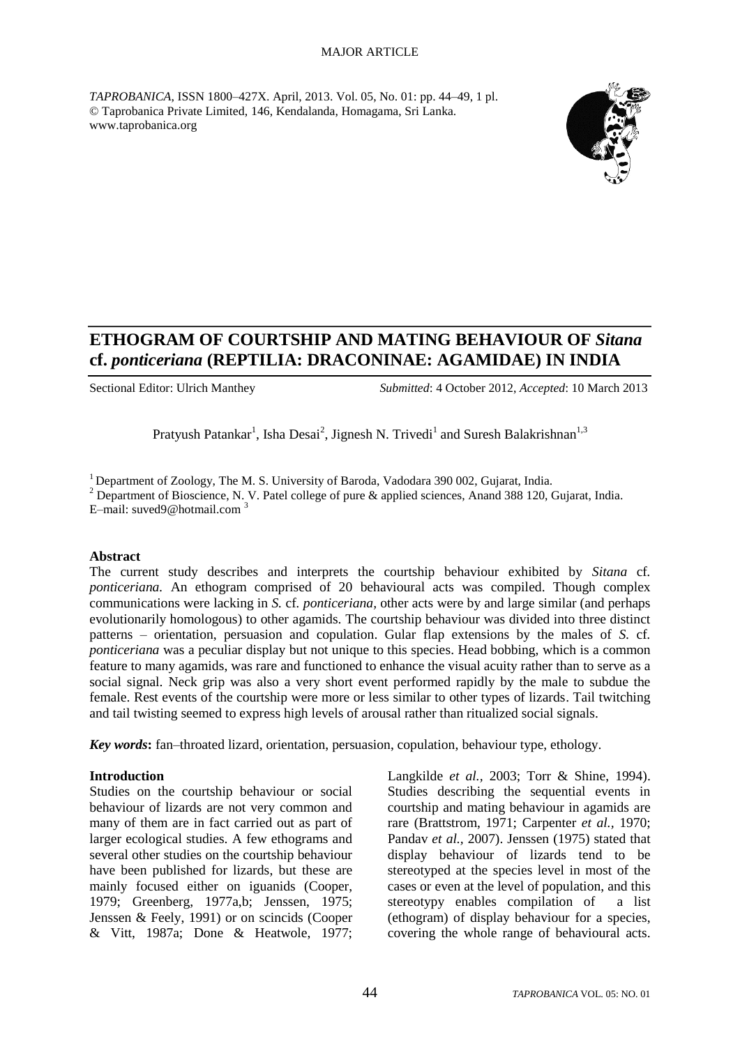MAJOR ARTICLE

*TAPROBANICA*, ISSN 1800–427X. April, 2013. Vol. 05, No. 01: pp. 44–49, 1 pl.
© Taprobanica Private Limited, 146, Kendalanda, Homagama, Sri Lanka.
www.taprobanica.org

# ETHOGRAM OF COURTSHIP AND MATING BEHAVIOUR OF *Sitana* cf. *ponticeriana* (REPTILIA: DRACONINAE: AGAMIDAE) IN INDIA

Sectional Editor: Ulrich Manthey *Submitted*: 4 October 2012, *Accepted*: 10 March 2013

Pratyush Patankar[1], Isha Desai[2], Jignesh N. Trivedi[1] and Suresh Balakrishnan[1,3]

[1] Department of Zoology, The M. S. University of Baroda, Vadodara 390 002, Gujarat, India.
[2] Department of Bioscience, N. V. Patel college of pure & applied sciences, Anand 388 120, Gujarat, India.
E–mail: suved9@hotmail.com [3]

### Abstract

The current study describes and interprets the courtship behaviour exhibited by *Sitana* cf. *ponticeriana.* An ethogram comprised of 20 behavioural acts was compiled. Though complex communications were lacking in *S.* cf. *ponticeriana*, other acts were by and large similar (and perhaps evolutionarily homologous) to other agamids. The courtship behaviour was divided into three distinct patterns – orientation, persuasion and copulation. Gular flap extensions by the males of *S.* cf. *ponticeriana* was a peculiar display but not unique to this species. Head bobbing, which is a common feature to many agamids, was rare and functioned to enhance the visual acuity rather than to serve as a social signal. Neck grip was also a very short event performed rapidly by the male to subdue the female. Rest events of the courtship were more or less similar to other types of lizards. Tail twitching and tail twisting seemed to express high levels of arousal rather than ritualized social signals.

***Key words*****:** fan–throated lizard, orientation, persuasion, copulation, behaviour type, ethology.

### Introduction

Studies on the courtship behaviour or social behaviour of lizards are not very common and many of them are in fact carried out as part of larger ecological studies. A few ethograms and several other studies on the courtship behaviour have been published for lizards, but these are mainly focused either on iguanids (Cooper, 1979; Greenberg, 1977a,b; Jenssen, 1975; Jenssen & Feely, 1991) or on scincids (Cooper & Vitt, 1987a; Done & Heatwole, 1977; Langkilde *et al.*, 2003; Torr & Shine, 1994). Studies describing the sequential events in courtship and mating behaviour in agamids are rare (Brattstrom, 1971; Carpenter *et al.*, 1970; Pandav *et al.*, 2007). Jenssen (1975) stated that display behaviour of lizards tend to be stereotyped at the species level in most of the cases or even at the level of population, and this stereotypy enables compilation of a list (ethogram) of display behaviour for a species, covering the whole range of behavioural acts.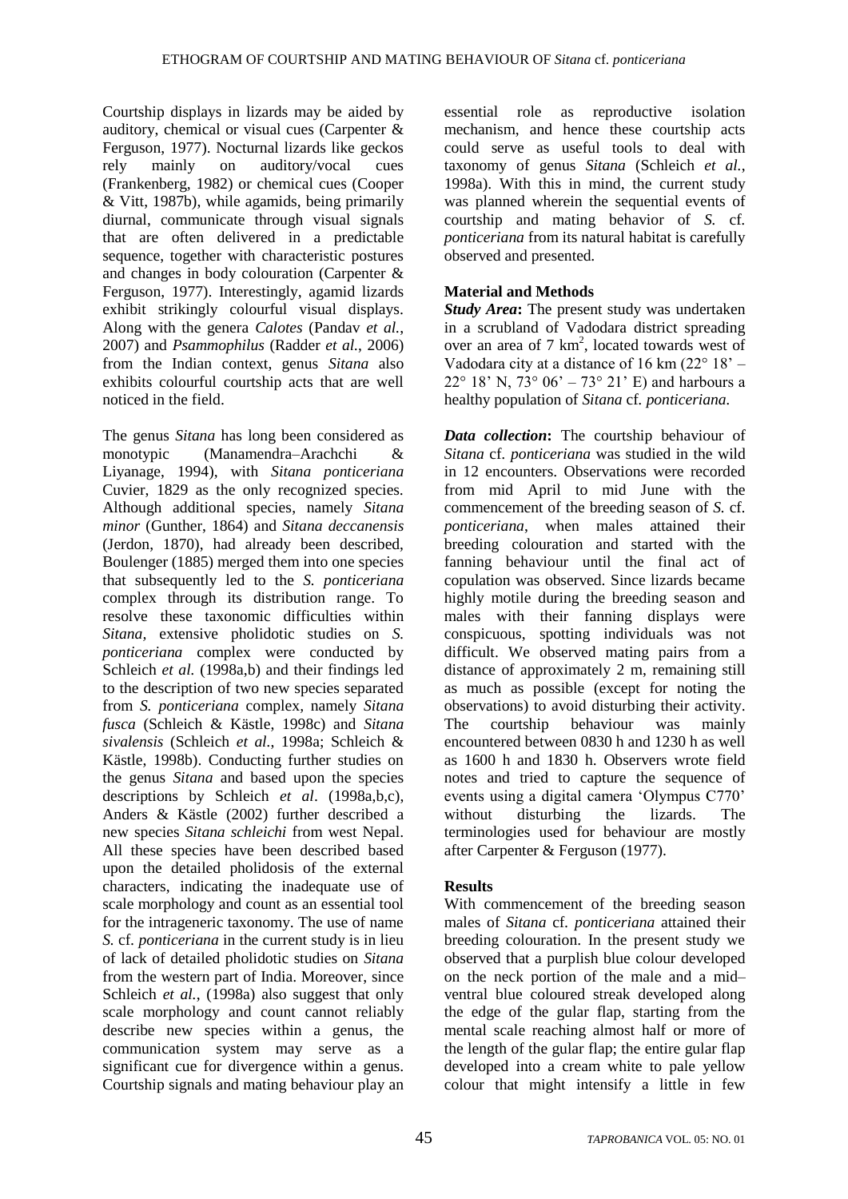Courtship displays in lizards may be aided by auditory, chemical or visual cues (Carpenter & Ferguson, 1977). Nocturnal lizards like geckos rely mainly on auditory/vocal cues (Frankenberg, 1982) or chemical cues (Cooper & Vitt, 1987b), while agamids, being primarily diurnal, communicate through visual signals that are often delivered in a predictable sequence, together with characteristic postures and changes in body colouration (Carpenter & Ferguson, 1977). Interestingly, agamid lizards exhibit strikingly colourful visual displays. Along with the genera *Calotes* (Pandav *et al.*, 2007) and *Psammophilus* (Radder *et al.*, 2006) from the Indian context, genus *Sitana* also exhibits colourful courtship acts that are well noticed in the field.

The genus *Sitana* has long been considered as monotypic (Manamendra–Arachchi & Liyanage, 1994), with *Sitana ponticeriana* Cuvier, 1829 as the only recognized species. Although additional species, namely *Sitana minor* (Gunther, 1864) and *Sitana deccanensis* (Jerdon, 1870), had already been described, Boulenger (1885) merged them into one species that subsequently led to the *S. ponticeriana* complex through its distribution range. To resolve these taxonomic difficulties within *Sitana*, extensive pholidotic studies on *S. ponticeriana* complex were conducted by Schleich *et al.* (1998a,b) and their findings led to the description of two new species separated from *S. ponticeriana* complex, namely *Sitana fusca* (Schleich & Kästle, 1998c) and *Sitana sivalensis* (Schleich *et al.*, 1998a; Schleich & Kästle, 1998b). Conducting further studies on the genus *Sitana* and based upon the species descriptions by Schleich *et al*. (1998a,b,c), Anders & Kästle (2002) further described a new species *Sitana schleichi* from west Nepal. All these species have been described based upon the detailed pholidosis of the external characters, indicating the inadequate use of scale morphology and count as an essential tool for the intrageneric taxonomy. The use of name *S.* cf. *ponticeriana* in the current study is in lieu of lack of detailed pholidotic studies on *Sitana* from the western part of India. Moreover, since Schleich *et al.*, (1998a) also suggest that only scale morphology and count cannot reliably describe new species within a genus, the communication system may serve as a significant cue for divergence within a genus. Courtship signals and mating behaviour play an essential role as reproductive isolation mechanism, and hence these courtship acts could serve as useful tools to deal with taxonomy of genus *Sitana* (Schleich *et al.*, 1998a). With this in mind, the current study was planned wherein the sequential events of courtship and mating behavior of *S.* cf. *ponticeriana* from its natural habitat is carefully observed and presented.

## Material and Methods

***Study Area*:** The present study was undertaken in a scrubland of Vadodara district spreading over an area of 7 km$^2$, located towards west of Vadodara city at a distance of 16 km (22° 18' – 22° 18' N, 73° 06' – 73° 21' E) and harbours a healthy population of *Sitana* cf. *ponticeriana*.

***Data collection*:** The courtship behaviour of *Sitana* cf. *ponticeriana* was studied in the wild in 12 encounters. Observations were recorded from mid April to mid June with the commencement of the breeding season of *S.* cf. *ponticeriana*, when males attained their breeding colouration and started with the fanning behaviour until the final act of copulation was observed. Since lizards became highly motile during the breeding season and males with their fanning displays were conspicuous, spotting individuals was not difficult. We observed mating pairs from a distance of approximately 2 m, remaining still as much as possible (except for noting the observations) to avoid disturbing their activity. The courtship behaviour was mainly encountered between 0830 h and 1230 h as well as 1600 h and 1830 h. Observers wrote field notes and tried to capture the sequence of events using a digital camera 'Olympus C770' without disturbing the lizards. The terminologies used for behaviour are mostly after Carpenter & Ferguson (1977).

## Results

With commencement of the breeding season males of *Sitana* cf. *ponticeriana* attained their breeding colouration. In the present study we observed that a purplish blue colour developed on the neck portion of the male and a mid–ventral blue coloured streak developed along the edge of the gular flap, starting from the mental scale reaching almost half or more of the length of the gular flap; the entire gular flap developed into a cream white to pale yellow colour that might intensify a little in few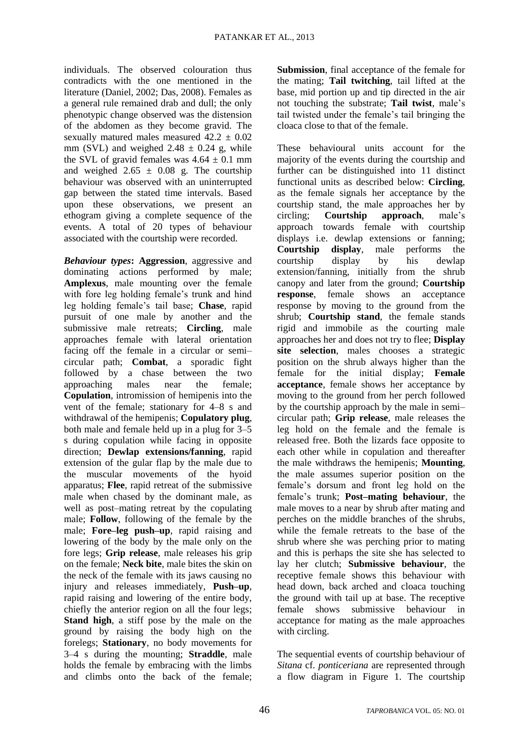individuals. The observed colouration thus contradicts with the one mentioned in the literature (Daniel, 2002; Das, 2008). Females as a general rule remained drab and dull; the only phenotypic change observed was the distension of the abdomen as they become gravid. The sexually matured males measured $42.2 \pm 0.02$ mm (SVL) and weighed $2.48 \pm 0.24$ g, while the SVL of gravid females was $4.64 \pm 0.1$ mm and weighed $2.65 \pm 0.08$ g. The courtship behaviour was observed with an uninterrupted gap between the stated time intervals. Based upon these observations, we present an ethogram giving a complete sequence of the events. A total of 20 types of behaviour associated with the courtship were recorded.

***Behaviour types*:** **Aggression**, aggressive and dominating actions performed by male; **Amplexus**, male mounting over the female with fore leg holding female's trunk and hind leg holding female's tail base; **Chase**, rapid pursuit of one male by another and the submissive male retreats; **Circling**, male approaches female with lateral orientation facing off the female in a circular or semi–circular path; **Combat**, a sporadic fight followed by a chase between the two approaching males near the female; **Copulation**, intromission of hemipenis into the vent of the female; stationary for 4–8 s and withdrawal of the hemipenis; **Copulatory plug**, both male and female held up in a plug for 3–5 s during copulation while facing in opposite direction; **Dewlap extensions/fanning**, rapid extension of the gular flap by the male due to the muscular movements of the hyoid apparatus; **Flee**, rapid retreat of the submissive male when chased by the dominant male, as well as post–mating retreat by the copulating male; **Follow**, following of the female by the male; **Fore–leg push–up**, rapid raising and lowering of the body by the male only on the fore legs; **Grip release**, male releases his grip on the female; **Neck bite**, male bites the skin on the neck of the female with its jaws causing no injury and releases immediately, **Push–up**, rapid raising and lowering of the entire body, chiefly the anterior region on all the four legs; **Stand high**, a stiff pose by the male on the ground by raising the body high on the forelegs; **Stationary**, no body movements for 3–4 s during the mounting; **Straddle**, male holds the female by embracing with the limbs and climbs onto the back of the female; **Submission**, final acceptance of the female for the mating; **Tail twitching**, tail lifted at the base, mid portion up and tip directed in the air not touching the substrate; **Tail twist**, male's tail twisted under the female's tail bringing the cloaca close to that of the female.

These behavioural units account for the majority of the events during the courtship and further can be distinguished into 11 distinct functional units as described below: **Circling**, as the female signals her acceptance by the courtship stand, the male approaches her by circling; **Courtship approach**, male's approach towards female with courtship displays i.e. dewlap extensions or fanning; **Courtship display**, male performs the courtship display by his dewlap extension/fanning, initially from the shrub canopy and later from the ground; **Courtship response**, female shows an acceptance response by moving to the ground from the shrub; **Courtship stand**, the female stands rigid and immobile as the courting male approaches her and does not try to flee; **Display site selection**, males chooses a strategic position on the shrub always higher than the female for the initial display; **Female acceptance**, female shows her acceptance by moving to the ground from her perch followed by the courtship approach by the male in semi–circular path; **Grip release**, male releases the leg hold on the female and the female is released free. Both the lizards face opposite to each other while in copulation and thereafter the male withdraws the hemipenis; **Mounting**, the male assumes superior position on the female's dorsum and front leg hold on the female's trunk; **Post–mating behaviour**, the male moves to a near by shrub after mating and perches on the middle branches of the shrubs, while the female retreats to the base of the shrub where she was perching prior to mating and this is perhaps the site she has selected to lay her clutch; **Submissive behaviour**, the receptive female shows this behaviour with head down, back arched and cloaca touching the ground with tail up at base. The receptive female shows submissive behaviour in acceptance for mating as the male approaches with circling.

The sequential events of courtship behaviour of *Sitana* cf. *ponticeriana* are represented through a flow diagram in Figure 1. The courtship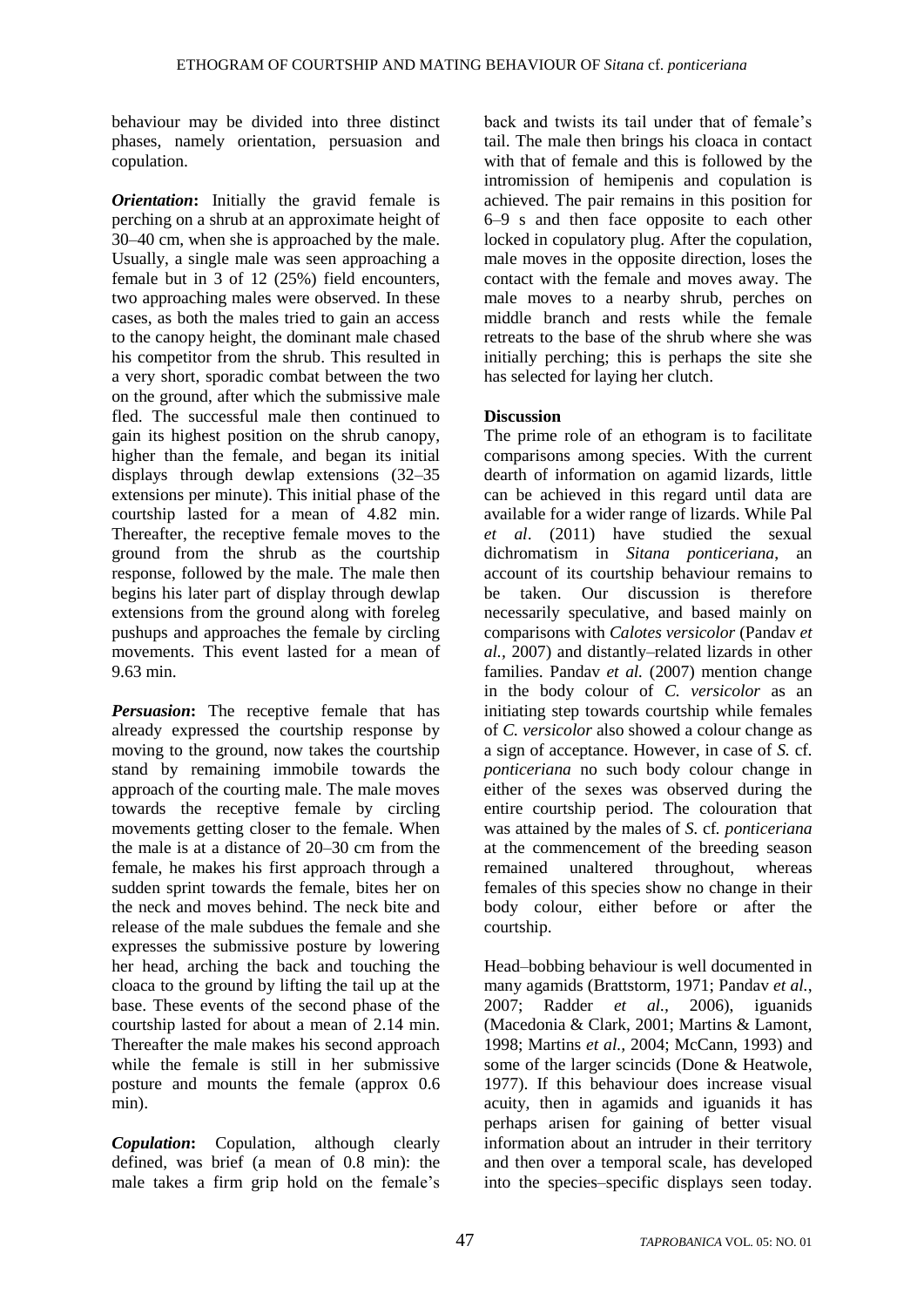behaviour may be divided into three distinct phases, namely orientation, persuasion and copulation.

***Orientation*****:** Initially the gravid female is perching on a shrub at an approximate height of 30–40 cm, when she is approached by the male. Usually, a single male was seen approaching a female but in 3 of 12 (25%) field encounters, two approaching males were observed. In these cases, as both the males tried to gain an access to the canopy height, the dominant male chased his competitor from the shrub. This resulted in a very short, sporadic combat between the two on the ground, after which the submissive male fled. The successful male then continued to gain its highest position on the shrub canopy, higher than the female, and began its initial displays through dewlap extensions (32–35 extensions per minute). This initial phase of the courtship lasted for a mean of 4.82 min. Thereafter, the receptive female moves to the ground from the shrub as the courtship response, followed by the male. The male then begins his later part of display through dewlap extensions from the ground along with foreleg pushups and approaches the female by circling movements. This event lasted for a mean of 9.63 min.

***Persuasion*****:** The receptive female that has already expressed the courtship response by moving to the ground, now takes the courtship stand by remaining immobile towards the approach of the courting male. The male moves towards the receptive female by circling movements getting closer to the female. When the male is at a distance of 20–30 cm from the female, he makes his first approach through a sudden sprint towards the female, bites her on the neck and moves behind. The neck bite and release of the male subdues the female and she expresses the submissive posture by lowering her head, arching the back and touching the cloaca to the ground by lifting the tail up at the base. These events of the second phase of the courtship lasted for about a mean of 2.14 min. Thereafter the male makes his second approach while the female is still in her submissive posture and mounts the female (approx 0.6 min).

***Copulation*****:** Copulation, although clearly defined, was brief (a mean of 0.8 min): the male takes a firm grip hold on the female's back and twists its tail under that of female's tail. The male then brings his cloaca in contact with that of female and this is followed by the intromission of hemipenis and copulation is achieved. The pair remains in this position for 6–9 s and then face opposite to each other locked in copulatory plug. After the copulation, male moves in the opposite direction, loses the contact with the female and moves away. The male moves to a nearby shrub, perches on middle branch and rests while the female retreats to the base of the shrub where she was initially perching; this is perhaps the site she has selected for laying her clutch.

## Discussion

The prime role of an ethogram is to facilitate comparisons among species. With the current dearth of information on agamid lizards, little can be achieved in this regard until data are available for a wider range of lizards. While Pal *et al*. (2011) have studied the sexual dichromatism in *Sitana ponticeriana*, an account of its courtship behaviour remains to be taken. Our discussion is therefore necessarily speculative, and based mainly on comparisons with *Calotes versicolor* (Pandav *et al.,* 2007) and distantly–related lizards in other families. Pandav *et al.* (2007) mention change in the body colour of *C. versicolor* as an initiating step towards courtship while females of *C. versicolor* also showed a colour change as a sign of acceptance. However, in case of *S.* cf. *ponticeriana* no such body colour change in either of the sexes was observed during the entire courtship period. The colouration that was attained by the males of *S.* cf. *ponticeriana* at the commencement of the breeding season remained unaltered throughout, whereas females of this species show no change in their body colour, either before or after the courtship.

Head–bobbing behaviour is well documented in many agamids (Brattstorm, 1971; Pandav *et al.*, 2007; Radder *et al.,* 2006), iguanids (Macedonia & Clark, 2001; Martins & Lamont, 1998; Martins *et al.*, 2004; McCann, 1993) and some of the larger scincids (Done & Heatwole, 1977). If this behaviour does increase visual acuity, then in agamids and iguanids it has perhaps arisen for gaining of better visual information about an intruder in their territory and then over a temporal scale, has developed into the species–specific displays seen today.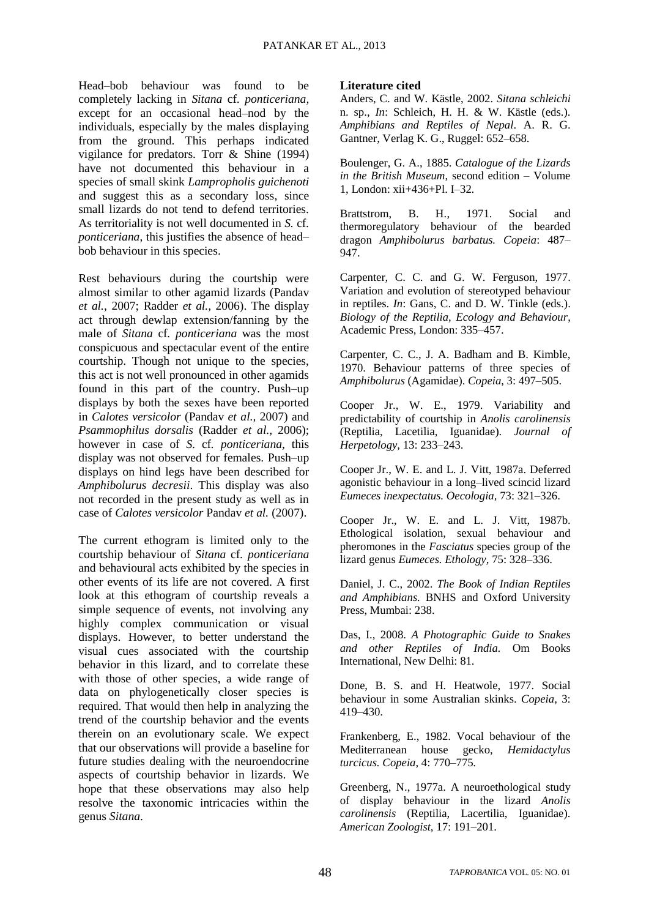Head–bob behaviour was found to be completely lacking in *Sitana* cf. *ponticeriana*, except for an occasional head–nod by the individuals, especially by the males displaying from the ground. This perhaps indicated vigilance for predators. Torr & Shine (1994) have not documented this behaviour in a species of small skink *Lampropholis guichenoti* and suggest this as a secondary loss, since small lizards do not tend to defend territories. As territoriality is not well documented in *S.* cf. *ponticeriana*, this justifies the absence of head–bob behaviour in this species.

Rest behaviours during the courtship were almost similar to other agamid lizards (Pandav *et al.*, 2007; Radder *et al.*, 2006). The display act through dewlap extension/fanning by the male of *Sitana* cf. *ponticeriana* was the most conspicuous and spectacular event of the entire courtship. Though not unique to the species, this act is not well pronounced in other agamids found in this part of the country. Push–up displays by both the sexes have been reported in *Calotes versicolor* (Pandav *et al.,* 2007) and *Psammophilus dorsalis* (Radder *et al.,* 2006); however in case of *S.* cf. *ponticeriana*, this display was not observed for females. Push–up displays on hind legs have been described for *Amphibolurus decresii*. This display was also not recorded in the present study as well as in case of *Calotes versicolor* Pandav *et al.* (2007).

The current ethogram is limited only to the courtship behaviour of *Sitana* cf. *ponticeriana* and behavioural acts exhibited by the species in other events of its life are not covered. A first look at this ethogram of courtship reveals a simple sequence of events, not involving any highly complex communication or visual displays. However, to better understand the visual cues associated with the courtship behavior in this lizard, and to correlate these with those of other species, a wide range of data on phylogenetically closer species is required. That would then help in analyzing the trend of the courtship behavior and the events therein on an evolutionary scale. We expect that our observations will provide a baseline for future studies dealing with the neuroendocrine aspects of courtship behavior in lizards. We hope that these observations may also help resolve the taxonomic intricacies within the genus *Sitana*.

**Literature cited**

Anders, C. and W. Kästle, 2002. *Sitana schleichi* n. sp., *In*: Schleich, H. H. & W. Kästle (eds.). *Amphibians and Reptiles of Nepal*. A. R. G. Gantner, Verlag K. G., Ruggel: 652–658.

Boulenger, G. A., 1885. *Catalogue of the Lizards in the British Museum*, second edition – Volume 1, London: xii+436+Pl. I–32.

Brattstrom, B. H., 1971. Social and thermoregulatory behaviour of the bearded dragon *Amphibolurus barbatus. Copeia*: 487–947.

Carpenter, C. C. and G. W. Ferguson, 1977. Variation and evolution of stereotyped behaviour in reptiles. *In*: Gans, C. and D. W. Tinkle (eds.). *Biology of the Reptilia, Ecology and Behaviour*, Academic Press, London: 335–457.

Carpenter, C. C., J. A. Badham and B. Kimble, 1970. Behaviour patterns of three species of *Amphibolurus* (Agamidae). *Copeia*, 3: 497–505.

Cooper Jr., W. E., 1979. Variability and predictability of courtship in *Anolis carolinensis* (Reptilia, Lacetilia, Iguanidae). *Journal of Herpetology*, 13: 233–243.

Cooper Jr., W. E. and L. J. Vitt, 1987a. Deferred agonistic behaviour in a long–lived scincid lizard *Eumeces inexpectatus. Oecologia,* 73: 321–326.

Cooper Jr., W. E. and L. J. Vitt, 1987b. Ethological isolation, sexual behaviour and pheromones in the *Fasciatus* species group of the lizard genus *Eumeces. Ethology*, 75: 328–336.

Daniel, J. C., 2002. *The Book of Indian Reptiles and Amphibians.* BNHS and Oxford University Press, Mumbai: 238.

Das, I., 2008. *A Photographic Guide to Snakes and other Reptiles of India.* Om Books International, New Delhi: 81.

Done, B. S. and H. Heatwole, 1977. Social behaviour in some Australian skinks. *Copeia*, 3: 419–430.

Frankenberg, E., 1982. Vocal behaviour of the Mediterranean house gecko, *Hemidactylus turcicus. Copeia*, 4: 770–775.

Greenberg, N., 1977a. A neuroethological study of display behaviour in the lizard *Anolis carolinensis* (Reptilia, Lacertilia, Iguanidae). *American Zoologist*, 17: 191–201.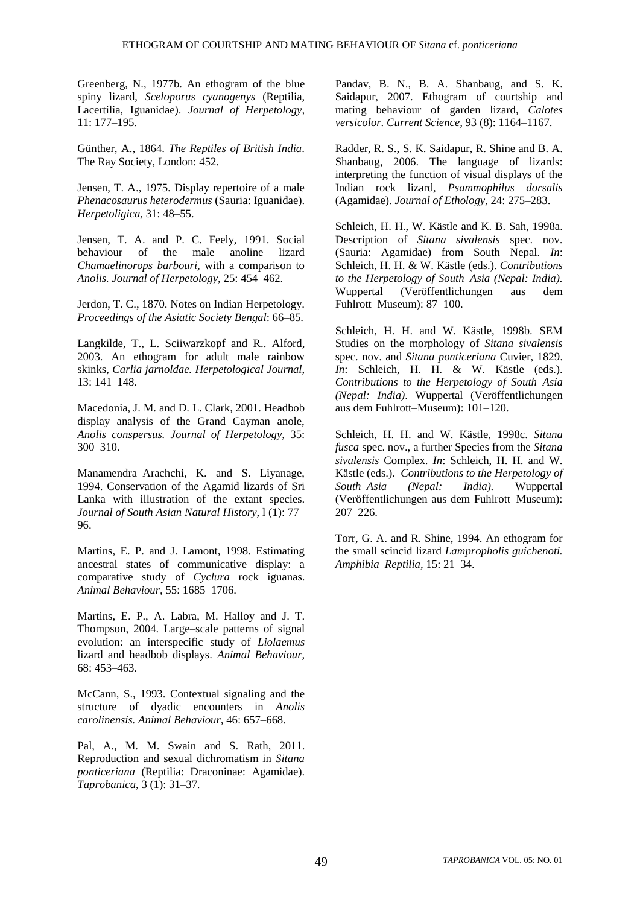Greenberg, N., 1977b. An ethogram of the blue spiny lizard, *Sceloporus cyanogenys* (Reptilia, Lacertilia, Iguanidae). *Journal of Herpetology*, 11: 177–195.

Günther, A., 1864. *The Reptiles of British India*. The Ray Society, London: 452.

Jensen, T. A., 1975. Display repertoire of a male *Phenacosaurus heterodermus* (Sauria: Iguanidae). *Herpetoligica*, 31: 48–55.

Jensen, T. A. and P. C. Feely, 1991. Social behaviour of the male anoline lizard *Chamaelinorops barbouri*, with a comparison to *Anolis*. *Journal of Herpetology*, 25: 454–462.

Jerdon, T. C., 1870. Notes on Indian Herpetology. *Proceedings of the Asiatic Society Bengal*: 66–85.

Langkilde, T., L. Sciiwarzkopf and R.. Alford, 2003. An ethogram for adult male rainbow skinks, *Carlia jarnoldae. Herpetological Journal*, 13: 141–148.

Macedonia, J. M. and D. L. Clark, 2001. Headbob display analysis of the Grand Cayman anole, *Anolis conspersus. Journal of Herpetology*, 35: 300–310.

Manamendra–Arachchi, K. and S. Liyanage, 1994. Conservation of the Agamid lizards of Sri Lanka with illustration of the extant species. *Journal of South Asian Natural History*, l (1): 77–96.

Martins, E. P. and J. Lamont, 1998. Estimating ancestral states of communicative display: a comparative study of *Cyclura* rock iguanas. *Animal Behaviour*, 55: 1685–1706.

Martins, E. P., A. Labra, M. Halloy and J. T. Thompson, 2004. Large–scale patterns of signal evolution: an interspecific study of *Liolaemus* lizard and headbob displays. *Animal Behaviour*, 68: 453–463.

McCann, S., 1993. Contextual signaling and the structure of dyadic encounters in *Anolis carolinensis. Animal Behaviour*, 46: 657–668.

Pal, A., M. M. Swain and S. Rath, 2011. Reproduction and sexual dichromatism in *Sitana ponticeriana* (Reptilia: Draconinae: Agamidae). *Taprobanica*, 3 (1): 31–37.

Pandav, B. N., B. A. Shanbaug, and S. K. Saidapur, 2007. Ethogram of courtship and mating behaviour of garden lizard, *Calotes versicolor. Current Science*, 93 (8): 1164–1167.

Radder, R. S., S. K. Saidapur, R. Shine and B. A. Shanbaug, 2006. The language of lizards: interpreting the function of visual displays of the Indian rock lizard, *Psammophilus dorsalis* (Agamidae). *Journal of Ethology*, 24: 275–283.

Schleich, H. H., W. Kästle and K. B. Sah, 1998a. Description of *Sitana sivalensis* spec. nov. (Sauria: Agamidae) from South Nepal. *In*: Schleich, H. H. & W. Kästle (eds.). *Contributions to the Herpetology of South–Asia (Nepal: India).* Wuppertal (Veröffentlichungen aus dem Fuhlrott–Museum): 87–100.

Schleich, H. H. and W. Kästle, 1998b. SEM Studies on the morphology of *Sitana sivalensis* spec. nov. and *Sitana ponticeriana* Cuvier, 1829. *In*: Schleich, H. H. & W. Kästle (eds.). *Contributions to the Herpetology of South–Asia (Nepal: India)*. Wuppertal (Veröffentlichungen aus dem Fuhlrott–Museum): 101–120.

Schleich, H. H. and W. Kästle, 1998c. *Sitana fusca* spec. nov., a further Species from the *Sitana sivalensis* Complex. *In*: Schleich, H. H. and W. Kästle (eds.). *Contributions to the Herpetology of South–Asia (Nepal: India).* Wuppertal (Veröffentlichungen aus dem Fuhlrott–Museum): 207–226.

Torr, G. A. and R. Shine, 1994. An ethogram for the small scincid lizard *Lampropholis guichenoti. Amphibia–Reptilia*, 15: 21–34.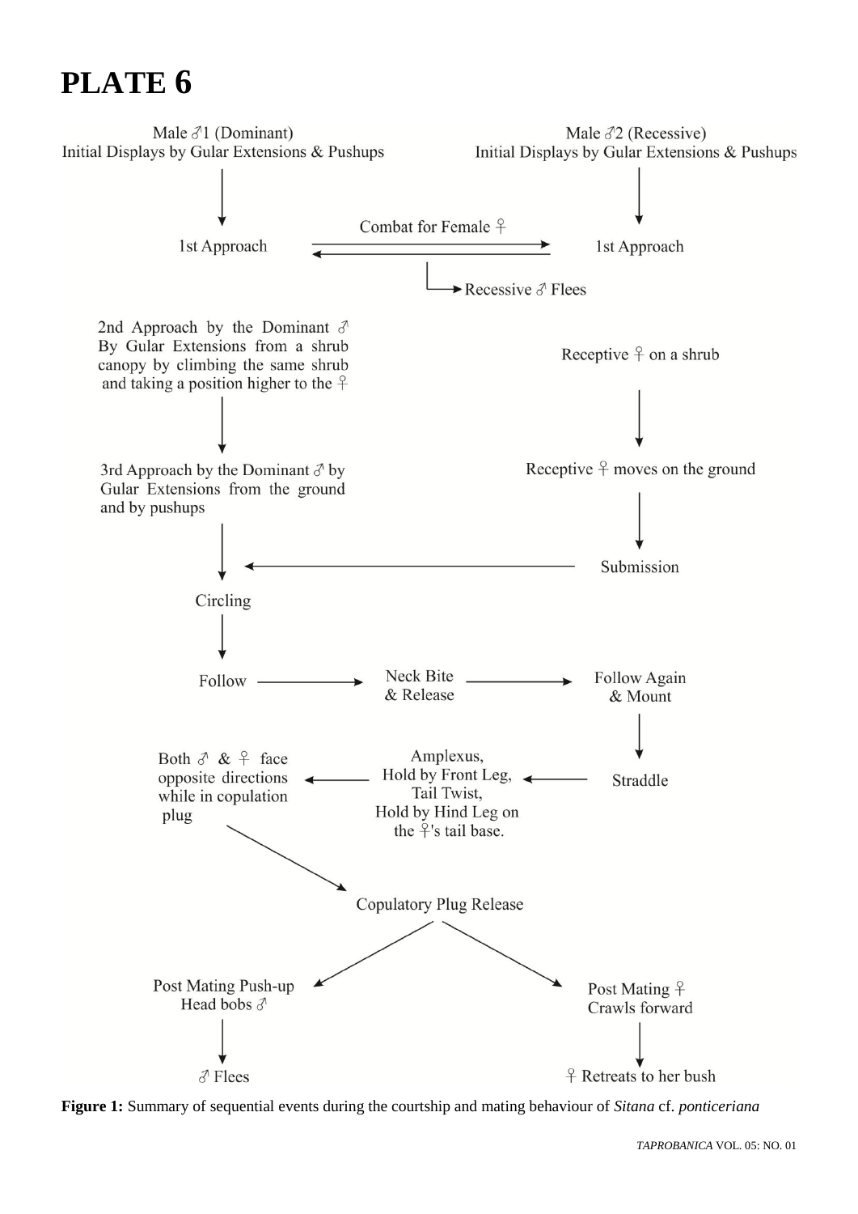# PLATE 6

Male ♂1 (Dominant)
Initial Displays by Gular Extensions & Pushups

Male ♂2 (Recessive)
Initial Displays by Gular Extensions & Pushups

1st Approach

Combat for Female ♀

1st Approach

Recessive ♂ Flees

2nd Approach by the Dominant ♂ By Gular Extensions from a shrub canopy by climbing the same shrub and taking a position higher to the ♀

Receptive ♀ on a shrub

3rd Approach by the Dominant ♂ by Gular Extensions from the ground and by pushups

Receptive ♀ moves on the ground

Submission

Circling

Follow

Neck Bite & Release

Follow Again & Mount

Straddle

Amplexus, Hold by Front Leg, Tail Twist, Hold by Hind Leg on the ♀'s tail base.

Both ♂ & ♀ face opposite directions while in copulation plug

Copulatory Plug Release

Post Mating Push-up Head bobs ♂

Post Mating ♀ Crawls forward

♂ Flees

♀ Retreats to her bush

**Figure 1:** Summary of sequential events during the courtship and mating behaviour of *Sitana* cf. *ponticeriana*